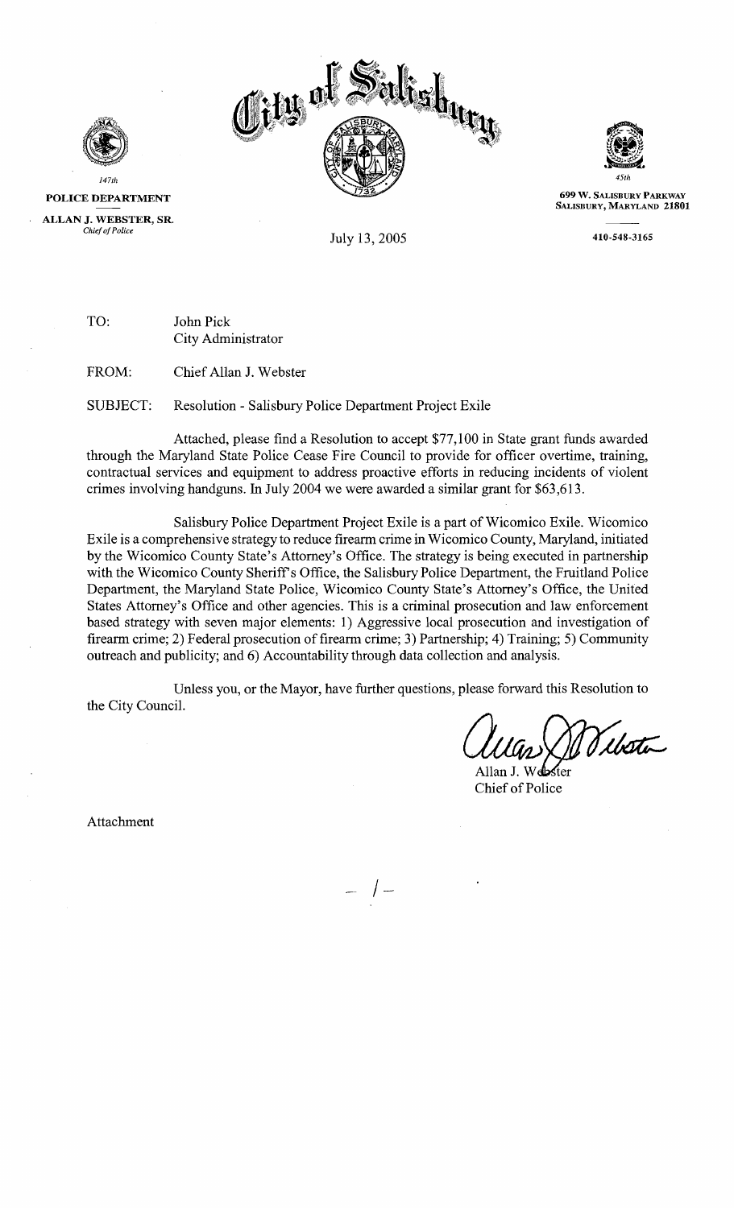# City of Salisbury

147th

**POLICE DEPARTMENT**

**ALLAN J. WEBSTER, SR.**
*Chief of Police*

45th

**699 W. SALISBURY PARKWAY**
**SALISBURY, MARYLAND 21801**

**410-548-3165**

July 13, 2005

TO: John Pick
City Administrator

FROM: Chief Allan J. Webster

SUBJECT: Resolution - Salisbury Police Department Project Exile

Attached, please find a Resolution to accept $77,100 in State grant funds awarded through the Maryland State Police Cease Fire Council to provide for officer overtime, training, contractual services and equipment to address proactive efforts in reducing incidents of violent crimes involving handguns. In July 2004 we were awarded a similar grant for $63,613.

Salisbury Police Department Project Exile is a part of Wicomico Exile. Wicomico Exile is a comprehensive strategy to reduce firearm crime in Wicomico County, Maryland, initiated by the Wicomico County State's Attorney's Office. The strategy is being executed in partnership with the Wicomico County Sheriff's Office, the Salisbury Police Department, the Fruitland Police Department, the Maryland State Police, Wicomico County State's Attorney's Office, the United States Attorney's Office and other agencies. This is a criminal prosecution and law enforcement based strategy with seven major elements: 1) Aggressive local prosecution and investigation of firearm crime; 2) Federal prosecution of firearm crime; 3) Partnership; 4) Training; 5) Community outreach and publicity; and 6) Accountability through data collection and analysis.

Unless you, or the Mayor, have further questions, please forward this Resolution to the City Council.

Allan J. Webster
Chief of Police

Attachment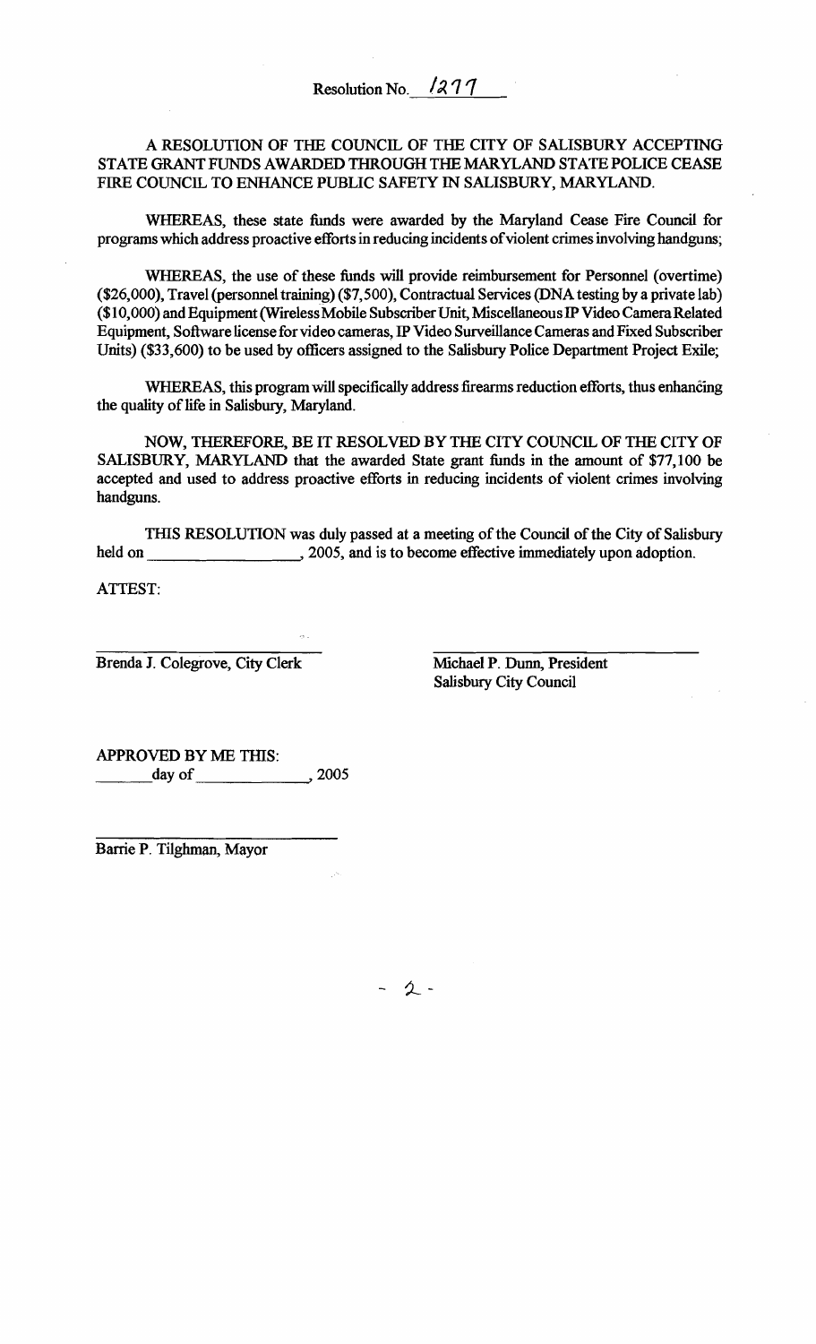Resolution No. 1277

A RESOLUTION OF THE COUNCIL OF THE CITY OF SALISBURY ACCEPTING STATE GRANT FUNDS AWARDED THROUGH THE MARYLAND STATE POLICE CEASE FIRE COUNCIL TO ENHANCE PUBLIC SAFETY IN SALISBURY, MARYLAND.

WHEREAS, these state funds were awarded by the Maryland Cease Fire Council for programs which address proactive efforts in reducing incidents of violent crimes involving handguns;

WHEREAS, the use of these funds will provide reimbursement for Personnel (overtime) ($26,000), Travel (personnel training) ($7,500), Contractual Services (DNA testing by a private lab) ($10,000) and Equipment (Wireless Mobile Subscriber Unit, Miscellaneous IP Video Camera Related Equipment, Software license for video cameras, IP Video Surveillance Cameras and Fixed Subscriber Units) ($33,600) to be used by officers assigned to the Salisbury Police Department Project Exile;

WHEREAS, this program will specifically address firearms reduction efforts, thus enhancing the quality of life in Salisbury, Maryland.

NOW, THEREFORE, BE IT RESOLVED BY THE CITY COUNCIL OF THE CITY OF SALISBURY, MARYLAND that the awarded State grant funds in the amount of $77,100 be accepted and used to address proactive efforts in reducing incidents of violent crimes involving handguns.

THIS RESOLUTION was duly passed at a meeting of the Council of the City of Salisbury held on ________________, 2005, and is to become effective immediately upon adoption.

ATTEST:

________________________
Brenda J. Colegrove, City Clerk

________________________
Michael P. Dunn, President
Salisbury City Council

APPROVED BY ME THIS:
______ day of ____________, 2005

________________________
Barrie P. Tilghman, Mayor